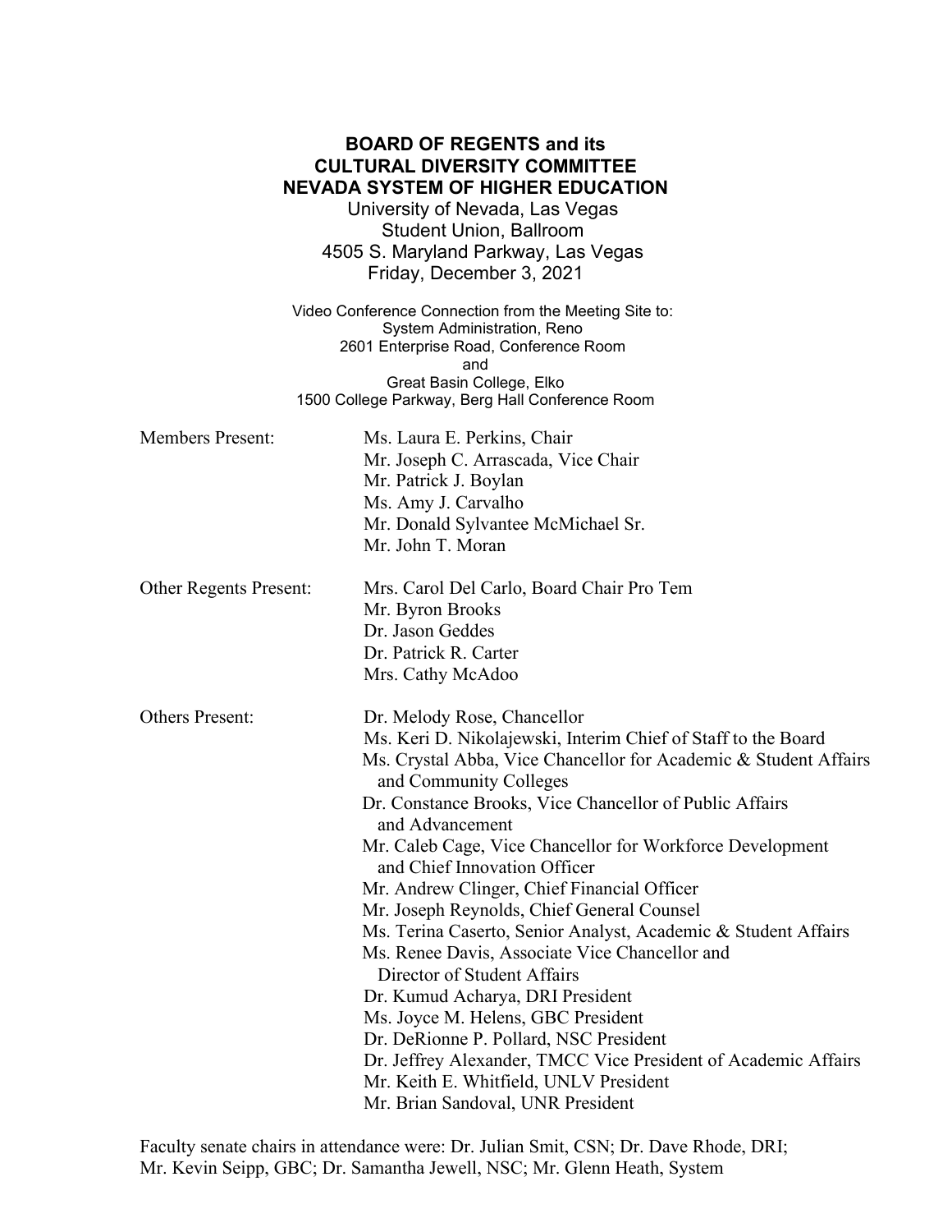**BOARD OF REGENTS and its**
**CULTURAL DIVERSITY COMMITTEE**
**NEVADA SYSTEM OF HIGHER EDUCATION**

University of Nevada, Las Vegas
Student Union, Ballroom
4505 S. Maryland Parkway, Las Vegas
Friday, December 3, 2021

Video Conference Connection from the Meeting Site to:
System Administration, Reno
2601 Enterprise Road, Conference Room
and
Great Basin College, Elko
1500 College Parkway, Berg Hall Conference Room

Members Present:
- Ms. Laura E. Perkins, Chair
- Mr. Joseph C. Arrascada, Vice Chair
- Mr. Patrick J. Boylan
- Ms. Amy J. Carvalho
- Mr. Donald Sylvantee McMichael Sr.
- Mr. John T. Moran

Other Regents Present:
- Mrs. Carol Del Carlo, Board Chair Pro Tem
- Mr. Byron Brooks
- Dr. Jason Geddes
- Dr. Patrick R. Carter
- Mrs. Cathy McAdoo

Others Present:
- Dr. Melody Rose, Chancellor
- Ms. Keri D. Nikolajewski, Interim Chief of Staff to the Board
- Ms. Crystal Abba, Vice Chancellor for Academic & Student Affairs and Community Colleges
- Dr. Constance Brooks, Vice Chancellor of Public Affairs and Advancement
- Mr. Caleb Cage, Vice Chancellor for Workforce Development and Chief Innovation Officer
- Mr. Andrew Clinger, Chief Financial Officer
- Mr. Joseph Reynolds, Chief General Counsel
- Ms. Terina Caserto, Senior Analyst, Academic & Student Affairs
- Ms. Renee Davis, Associate Vice Chancellor and Director of Student Affairs
- Dr. Kumud Acharya, DRI President
- Ms. Joyce M. Helens, GBC President
- Dr. DeRionne P. Pollard, NSC President
- Dr. Jeffrey Alexander, TMCC Vice President of Academic Affairs
- Mr. Keith E. Whitfield, UNLV President
- Mr. Brian Sandoval, UNR President

Faculty senate chairs in attendance were: Dr. Julian Smit, CSN; Dr. Dave Rhode, DRI; Mr. Kevin Seipp, GBC; Dr. Samantha Jewell, NSC; Mr. Glenn Heath, System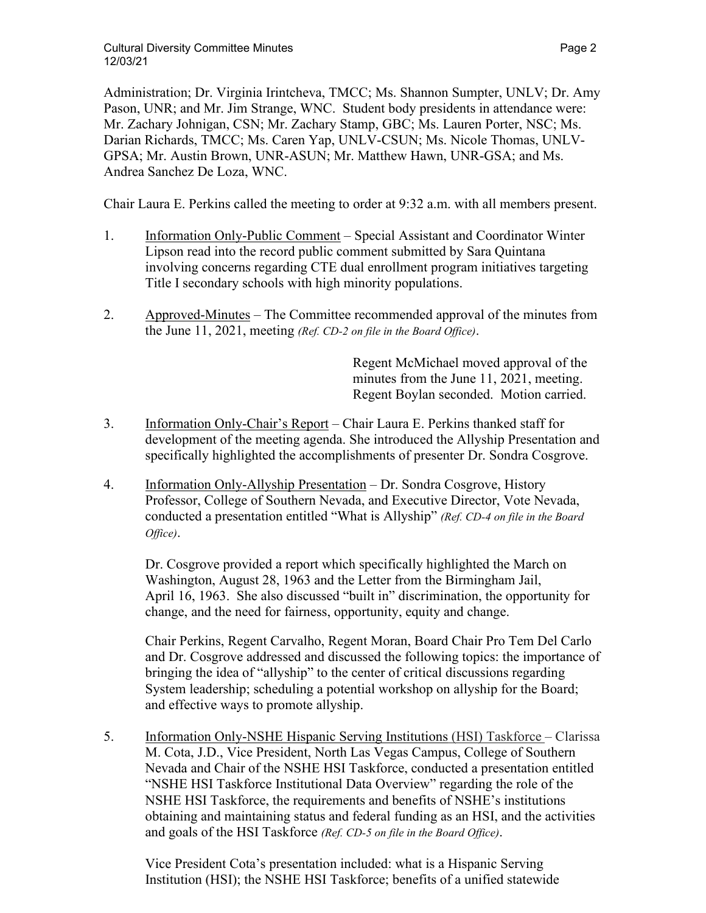Administration; Dr. Virginia Irintcheva, TMCC; Ms. Shannon Sumpter, UNLV; Dr. Amy Pason, UNR; and Mr. Jim Strange, WNC. Student body presidents in attendance were: Mr. Zachary Johnigan, CSN; Mr. Zachary Stamp, GBC; Ms. Lauren Porter, NSC; Ms. Darian Richards, TMCC; Ms. Caren Yap, UNLV-CSUN; Ms. Nicole Thomas, UNLV-GPSA; Mr. Austin Brown, UNR-ASUN; Mr. Matthew Hawn, UNR-GSA; and Ms. Andrea Sanchez De Loza, WNC.

Chair Laura E. Perkins called the meeting to order at 9:32 a.m. with all members present.

1. Information Only-Public Comment – Special Assistant and Coordinator Winter Lipson read into the record public comment submitted by Sara Quintana involving concerns regarding CTE dual enrollment program initiatives targeting Title I secondary schools with high minority populations.

2. Approved-Minutes – The Committee recommended approval of the minutes from the June 11, 2021, meeting *(Ref. CD-2 on file in the Board Office)*.

   Regent McMichael moved approval of the minutes from the June 11, 2021, meeting. Regent Boylan seconded. Motion carried.

3. Information Only-Chair's Report – Chair Laura E. Perkins thanked staff for development of the meeting agenda. She introduced the Allyship Presentation and specifically highlighted the accomplishments of presenter Dr. Sondra Cosgrove.

4. Information Only-Allyship Presentation – Dr. Sondra Cosgrove, History Professor, College of Southern Nevada, and Executive Director, Vote Nevada, conducted a presentation entitled "What is Allyship" *(Ref. CD-4 on file in the Board Office)*.

   Dr. Cosgrove provided a report which specifically highlighted the March on Washington, August 28, 1963 and the Letter from the Birmingham Jail, April 16, 1963. She also discussed "built in" discrimination, the opportunity for change, and the need for fairness, opportunity, equity and change.

   Chair Perkins, Regent Carvalho, Regent Moran, Board Chair Pro Tem Del Carlo and Dr. Cosgrove addressed and discussed the following topics: the importance of bringing the idea of "allyship" to the center of critical discussions regarding System leadership; scheduling a potential workshop on allyship for the Board; and effective ways to promote allyship.

5. Information Only-NSHE Hispanic Serving Institutions (HSI) Taskforce – Clarissa M. Cota, J.D., Vice President, North Las Vegas Campus, College of Southern Nevada and Chair of the NSHE HSI Taskforce, conducted a presentation entitled "NSHE HSI Taskforce Institutional Data Overview" regarding the role of the NSHE HSI Taskforce, the requirements and benefits of NSHE's institutions obtaining and maintaining status and federal funding as an HSI, and the activities and goals of the HSI Taskforce *(Ref. CD-5 on file in the Board Office)*.

   Vice President Cota's presentation included: what is a Hispanic Serving Institution (HSI); the NSHE HSI Taskforce; benefits of a unified statewide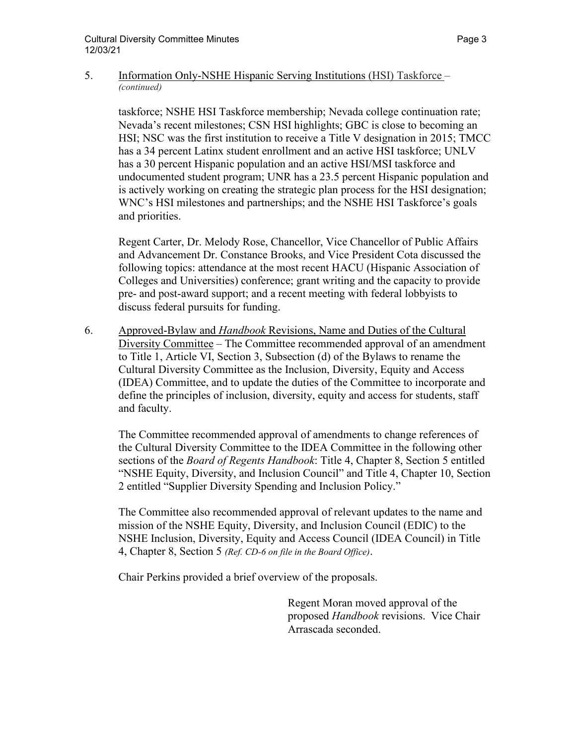5. Information Only-NSHE Hispanic Serving Institutions (HSI) Taskforce – *(continued)*

taskforce; NSHE HSI Taskforce membership; Nevada college continuation rate; Nevada's recent milestones; CSN HSI highlights; GBC is close to becoming an HSI; NSC was the first institution to receive a Title V designation in 2015; TMCC has a 34 percent Latinx student enrollment and an active HSI taskforce; UNLV has a 30 percent Hispanic population and an active HSI/MSI taskforce and undocumented student program; UNR has a 23.5 percent Hispanic population and is actively working on creating the strategic plan process for the HSI designation; WNC's HSI milestones and partnerships; and the NSHE HSI Taskforce's goals and priorities.

Regent Carter, Dr. Melody Rose, Chancellor, Vice Chancellor of Public Affairs and Advancement Dr. Constance Brooks, and Vice President Cota discussed the following topics: attendance at the most recent HACU (Hispanic Association of Colleges and Universities) conference; grant writing and the capacity to provide pre- and post-award support; and a recent meeting with federal lobbyists to discuss federal pursuits for funding.

6. Approved-Bylaw and *Handbook* Revisions, Name and Duties of the Cultural Diversity Committee – The Committee recommended approval of an amendment to Title 1, Article VI, Section 3, Subsection (d) of the Bylaws to rename the Cultural Diversity Committee as the Inclusion, Diversity, Equity and Access (IDEA) Committee, and to update the duties of the Committee to incorporate and define the principles of inclusion, diversity, equity and access for students, staff and faculty.

The Committee recommended approval of amendments to change references of the Cultural Diversity Committee to the IDEA Committee in the following other sections of the *Board of Regents Handbook*: Title 4, Chapter 8, Section 5 entitled "NSHE Equity, Diversity, and Inclusion Council" and Title 4, Chapter 10, Section 2 entitled "Supplier Diversity Spending and Inclusion Policy."

The Committee also recommended approval of relevant updates to the name and mission of the NSHE Equity, Diversity, and Inclusion Council (EDIC) to the NSHE Inclusion, Diversity, Equity and Access Council (IDEA Council) in Title 4, Chapter 8, Section 5 *(Ref. CD-6 on file in the Board Office)*.

Chair Perkins provided a brief overview of the proposals.

Regent Moran moved approval of the proposed *Handbook* revisions. Vice Chair Arrascada seconded.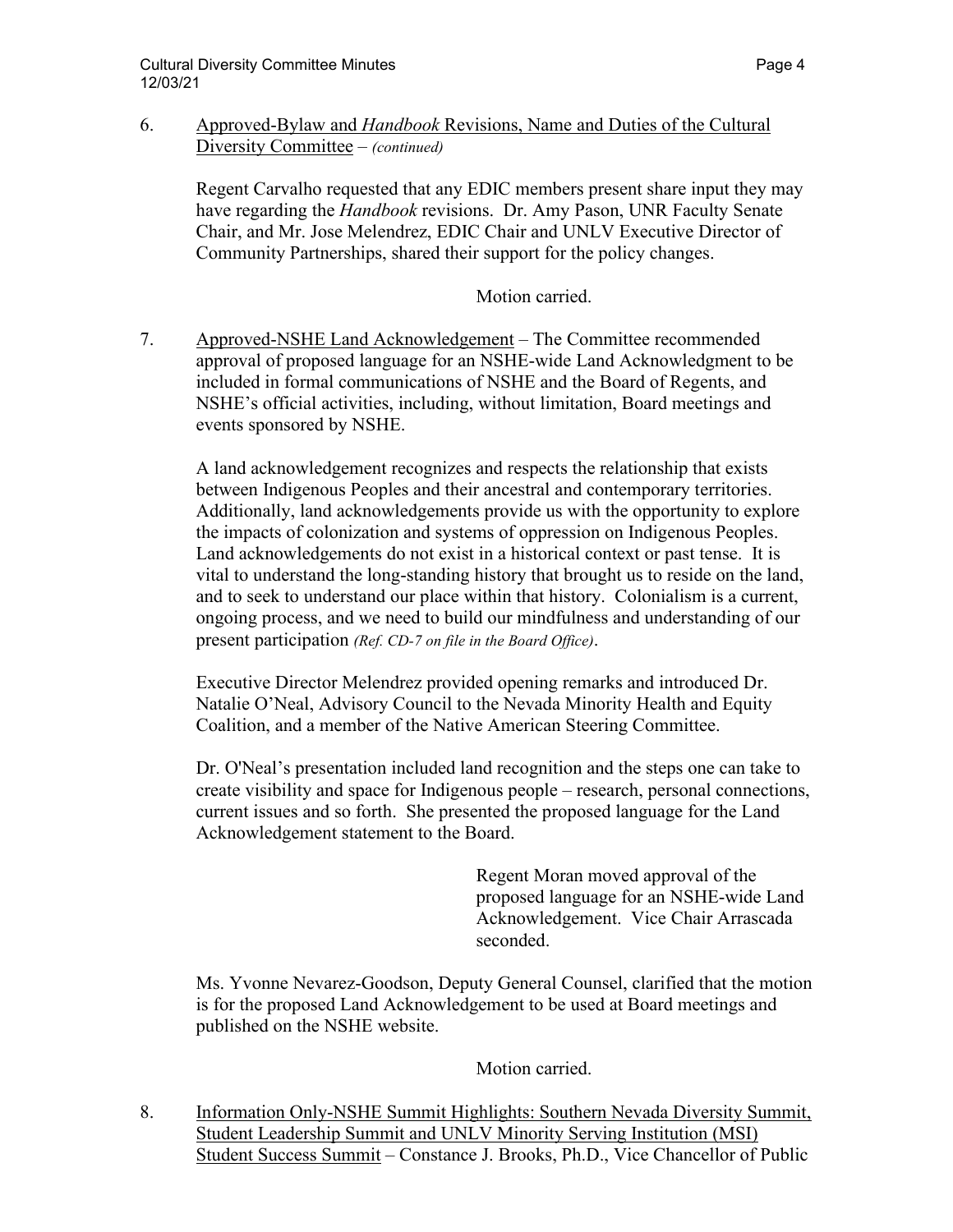6. <u>Approved-Bylaw and *Handbook* Revisions, Name and Duties of the Cultural Diversity Committee</u> – *(continued)*

   Regent Carvalho requested that any EDIC members present share input they may have regarding the *Handbook* revisions. Dr. Amy Pason, UNR Faculty Senate Chair, and Mr. Jose Melendrez, EDIC Chair and UNLV Executive Director of Community Partnerships, shared their support for the policy changes.

   Motion carried.

7. <u>Approved-NSHE Land Acknowledgement</u> – The Committee recommended approval of proposed language for an NSHE-wide Land Acknowledgment to be included in formal communications of NSHE and the Board of Regents, and NSHE's official activities, including, without limitation, Board meetings and events sponsored by NSHE.

   A land acknowledgement recognizes and respects the relationship that exists between Indigenous Peoples and their ancestral and contemporary territories. Additionally, land acknowledgements provide us with the opportunity to explore the impacts of colonization and systems of oppression on Indigenous Peoples. Land acknowledgements do not exist in a historical context or past tense. It is vital to understand the long-standing history that brought us to reside on the land, and to seek to understand our place within that history. Colonialism is a current, ongoing process, and we need to build our mindfulness and understanding of our present participation *(Ref. CD-7 on file in the Board Office)*.

   Executive Director Melendrez provided opening remarks and introduced Dr. Natalie O'Neal, Advisory Council to the Nevada Minority Health and Equity Coalition, and a member of the Native American Steering Committee.

   Dr. O'Neal's presentation included land recognition and the steps one can take to create visibility and space for Indigenous people – research, personal connections, current issues and so forth. She presented the proposed language for the Land Acknowledgement statement to the Board.

   Regent Moran moved approval of the proposed language for an NSHE-wide Land Acknowledgement. Vice Chair Arrascada seconded.

   Ms. Yvonne Nevarez-Goodson, Deputy General Counsel, clarified that the motion is for the proposed Land Acknowledgement to be used at Board meetings and published on the NSHE website.

   Motion carried.

8. <u>Information Only-NSHE Summit Highlights: Southern Nevada Diversity Summit, Student Leadership Summit and UNLV Minority Serving Institution (MSI) Student Success Summit</u> – Constance J. Brooks, Ph.D., Vice Chancellor of Public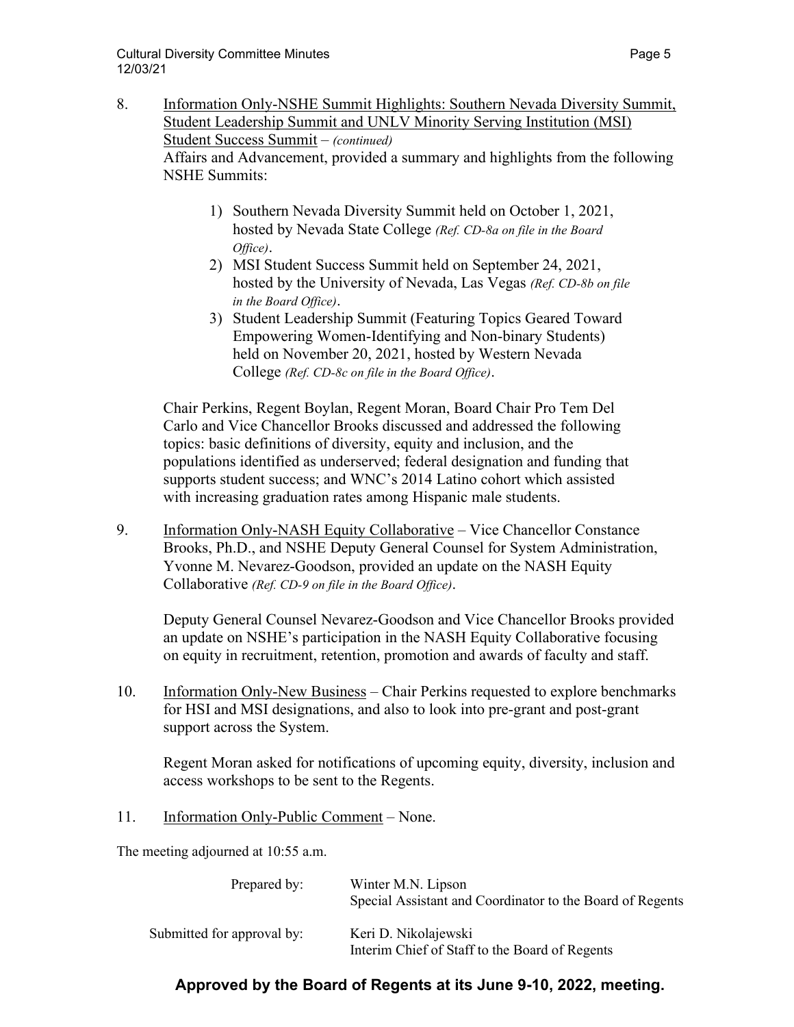8. <u>Information Only-NSHE Summit Highlights: Southern Nevada Diversity Summit, Student Leadership Summit and UNLV Minority Serving Institution (MSI) Student Success Summit</u> – *(continued)*
   Affairs and Advancement, provided a summary and highlights from the following NSHE Summits:

   1) Southern Nevada Diversity Summit held on October 1, 2021, hosted by Nevada State College *(Ref. CD-8a on file in the Board Office)*.
   2) MSI Student Success Summit held on September 24, 2021, hosted by the University of Nevada, Las Vegas *(Ref. CD-8b on file in the Board Office)*.
   3) Student Leadership Summit (Featuring Topics Geared Toward Empowering Women-Identifying and Non-binary Students) held on November 20, 2021, hosted by Western Nevada College *(Ref. CD-8c on file in the Board Office)*.

   Chair Perkins, Regent Boylan, Regent Moran, Board Chair Pro Tem Del Carlo and Vice Chancellor Brooks discussed and addressed the following topics: basic definitions of diversity, equity and inclusion, and the populations identified as underserved; federal designation and funding that supports student success; and WNC's 2014 Latino cohort which assisted with increasing graduation rates among Hispanic male students.

9. <u>Information Only-NASH Equity Collaborative</u> – Vice Chancellor Constance Brooks, Ph.D., and NSHE Deputy General Counsel for System Administration, Yvonne M. Nevarez-Goodson, provided an update on the NASH Equity Collaborative *(Ref. CD-9 on file in the Board Office)*.

   Deputy General Counsel Nevarez-Goodson and Vice Chancellor Brooks provided an update on NSHE's participation in the NASH Equity Collaborative focusing on equity in recruitment, retention, promotion and awards of faculty and staff.

10. <u>Information Only-New Business</u> – Chair Perkins requested to explore benchmarks for HSI and MSI designations, and also to look into pre-grant and post-grant support across the System.

    Regent Moran asked for notifications of upcoming equity, diversity, inclusion and access workshops to be sent to the Regents.

11. <u>Information Only-Public Comment</u> – None.

The meeting adjourned at 10:55 a.m.

| | |
|---|---|
| Prepared by: | Winter M.N. Lipson<br>Special Assistant and Coordinator to the Board of Regents |
| Submitted for approval by: | Keri D. Nikolajewski<br>Interim Chief of Staff to the Board of Regents |

**Approved by the Board of Regents at its June 9-10, 2022, meeting.**